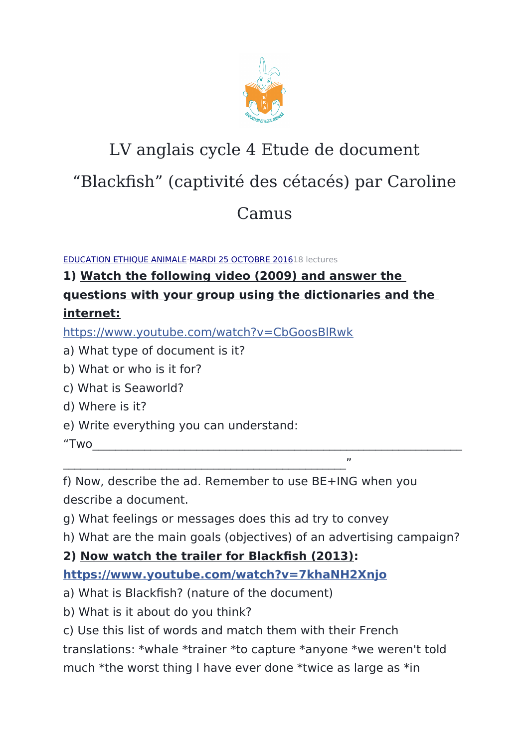# LV anglais cycle 4 Etude de document “Blackfish” (captivité des cétacés) par Caroline Camus

EDUCATION ETHIQUE ANIMALE MARDI 25 OCTOBRE 2016 18 lectures

**1) Watch the following video (2009) and answer the questions with your group using the dictionaries and the internet:**

https://www.youtube.com/watch?v=CbGoosBlRwk

a) What type of document is it?

b) What or who is it for?

c) What is Seaworld?

d) Where is it?

e) Write everything you can understand:

“Two_____________________________________________________________
_____________________________________________”

f) Now, describe the ad. Remember to use BE+ING when you describe a document.

g) What feelings or messages does this ad try to convey

h) What are the main goals (objectives) of an advertising campaign?

**2) Now watch the trailer for Blackfish (2013):**

**https://www.youtube.com/watch?v=7khaNH2Xnjo**

a) What is Blackfish? (nature of the document)

b) What is it about do you think?

c) Use this list of words and match them with their French translations: *whale *trainer *to capture *anyone *we weren't told much *the worst thing I have ever done *twice as large as *in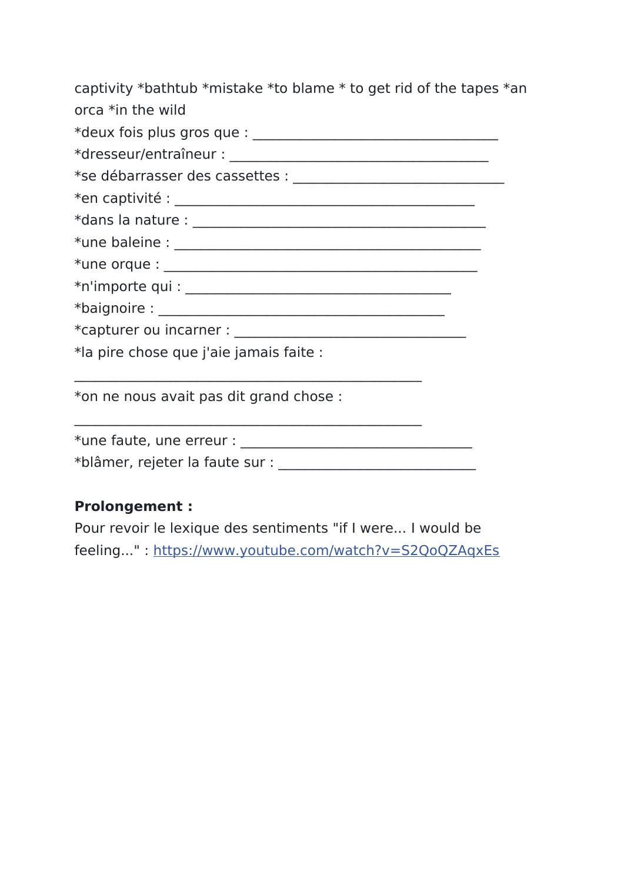captivity *bathtub *mistake *to blame * to get rid of the tapes *an orca *in the wild

*deux fois plus gros que : ___________________________________

*dresseur/entraîneur : _____________________________________

*se débarrasser des cassettes : ______________________________

*en captivité : __________________________________________

*dans la nature : _________________________________________

*une baleine : ___________________________________________

*une orque : _____________________________________________

*n'importe qui : ______________________________________

*baignoire : ____________________________________________

*capturer ou incarner : _________________________________

*la pire chose que j'aie jamais faite :

__________________________________________________

*on ne nous avait pas dit grand chose :

__________________________________________________

*une faute, une erreur : _________________________________

*blâmer, rejeter la faute sur : ____________________________

**Prolongement :**

Pour revoir le lexique des sentiments "if I were... I would be feeling..." : https://www.youtube.com/watch?v=S2QoQZAqxEs